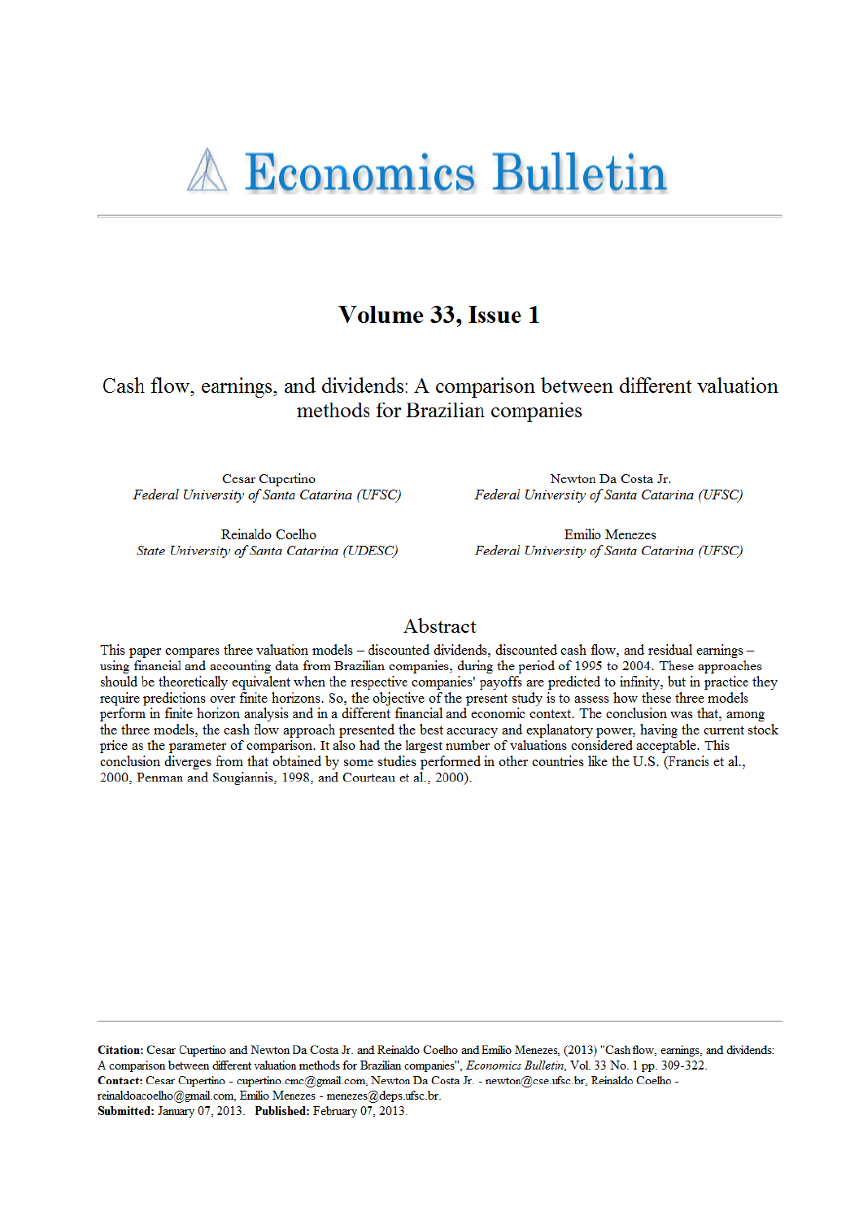# Economics Bulletin

## Volume 33, Issue 1

# Cash flow, earnings, and dividends: A comparison between different valuation methods for Brazilian companies

Cesar Cupertino
*Federal University of Santa Catarina (UFSC)*

Newton Da Costa Jr.
*Federal University of Santa Catarina (UFSC)*

Reinaldo Coelho
*State University of Santa Catarina (UDESC)*

Emilio Menezes
*Federal University of Santa Catarina (UFSC)*

## Abstract

This paper compares three valuation models – discounted dividends, discounted cash flow, and residual earnings – using financial and accounting data from Brazilian companies, during the period of 1995 to 2004. These approaches should be theoretically equivalent when the respective companies' payoffs are predicted to infinity, but in practice they require predictions over finite horizons. So, the objective of the present study is to assess how these three models perform in finite horizon analysis and in a different financial and economic context. The conclusion was that, among the three models, the cash flow approach presented the best accuracy and explanatory power, having the current stock price as the parameter of comparison. It also had the largest number of valuations considered acceptable. This conclusion diverges from that obtained by some studies performed in other countries like the U.S. (Francis et al., 2000, Penman and Sougiannis, 1998, and Courteau et al., 2000).

---

**Citation:** Cesar Cupertino and Newton Da Costa Jr. and Reinaldo Coelho and Emilio Menezes, (2013) "Cash flow, earnings, and dividends: A comparison between different valuation methods for Brazilian companies", *Economics Bulletin*, Vol. 33 No. 1 pp. 309-322.
**Contact:** Cesar Cupertino - cupertino.cmc@gmail.com, Newton Da Costa Jr. - newton@cse.ufsc.br, Reinaldo Coelho - reinaldoacoelho@gmail.com, Emilio Menezes - menezes@deps.ufsc.br.
**Submitted:** January 07, 2013. **Published:** February 07, 2013.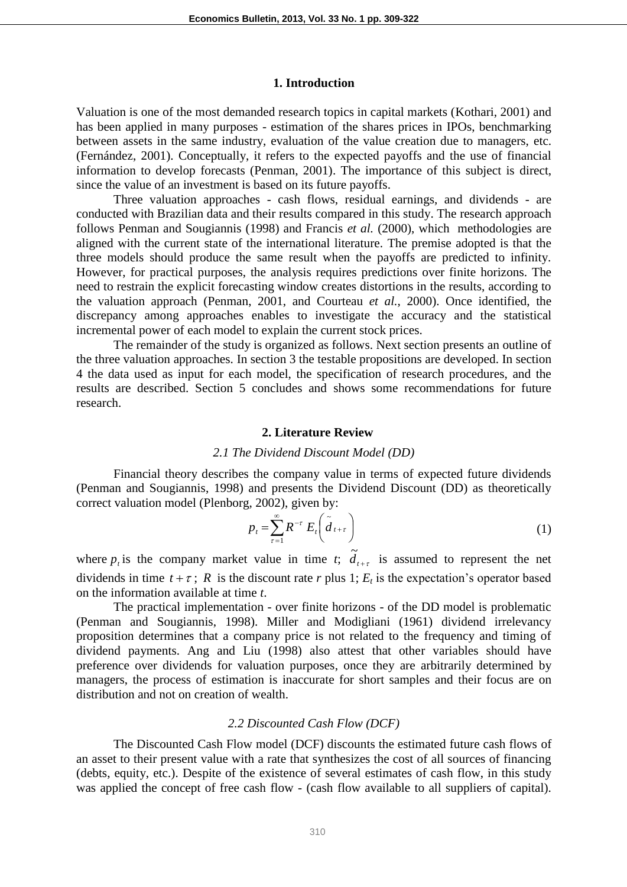## 1. Introduction

Valuation is one of the most demanded research topics in capital markets (Kothari, 2001) and has been applied in many purposes - estimation of the shares prices in IPOs, benchmarking between assets in the same industry, evaluation of the value creation due to managers, etc. (Fernández, 2001). Conceptually, it refers to the expected payoffs and the use of financial information to develop forecasts (Penman, 2001). The importance of this subject is direct, since the value of an investment is based on its future payoffs.

Three valuation approaches - cash flows, residual earnings, and dividends - are conducted with Brazilian data and their results compared in this study. The research approach follows Penman and Sougiannis (1998) and Francis *et al.* (2000), which methodologies are aligned with the current state of the international literature. The premise adopted is that the three models should produce the same result when the payoffs are predicted to infinity. However, for practical purposes, the analysis requires predictions over finite horizons. The need to restrain the explicit forecasting window creates distortions in the results, according to the valuation approach (Penman, 2001, and Courteau *et al.*, 2000). Once identified, the discrepancy among approaches enables to investigate the accuracy and the statistical incremental power of each model to explain the current stock prices.

The remainder of the study is organized as follows. Next section presents an outline of the three valuation approaches. In section 3 the testable propositions are developed. In section 4 the data used as input for each model, the specification of research procedures, and the results are described. Section 5 concludes and shows some recommendations for future research.

## 2. Literature Review

### *2.1 The Dividend Discount Model (DD)*

Financial theory describes the company value in terms of expected future dividends (Penman and Sougiannis, 1998) and presents the Dividend Discount (DD) as theoretically correct valuation model (Plenborg, 2002), given by:

$$p_t = \sum_{\tau=1}^{\infty} R^{-\tau} \, E_t\left(\tilde{d}_{t+\tau}\right) \tag{1}$$

where $p_t$ is the company market value in time $t$; $\tilde{d}_{t+\tau}$ is assumed to represent the net dividends in time $t+\tau$; $R$ is the discount rate $r$ plus 1; $E_t$ is the expectation's operator based on the information available at time $t$.

The practical implementation - over finite horizons - of the DD model is problematic (Penman and Sougiannis, 1998). Miller and Modigliani (1961) dividend irrelevancy proposition determines that a company price is not related to the frequency and timing of dividend payments. Ang and Liu (1998) also attest that other variables should have preference over dividends for valuation purposes, once they are arbitrarily determined by managers, the process of estimation is inaccurate for short samples and their focus are on distribution and not on creation of wealth.

### *2.2 Discounted Cash Flow (DCF)*

The Discounted Cash Flow model (DCF) discounts the estimated future cash flows of an asset to their present value with a rate that synthesizes the cost of all sources of financing (debts, equity, etc.). Despite of the existence of several estimates of cash flow, in this study was applied the concept of free cash flow - (cash flow available to all suppliers of capital).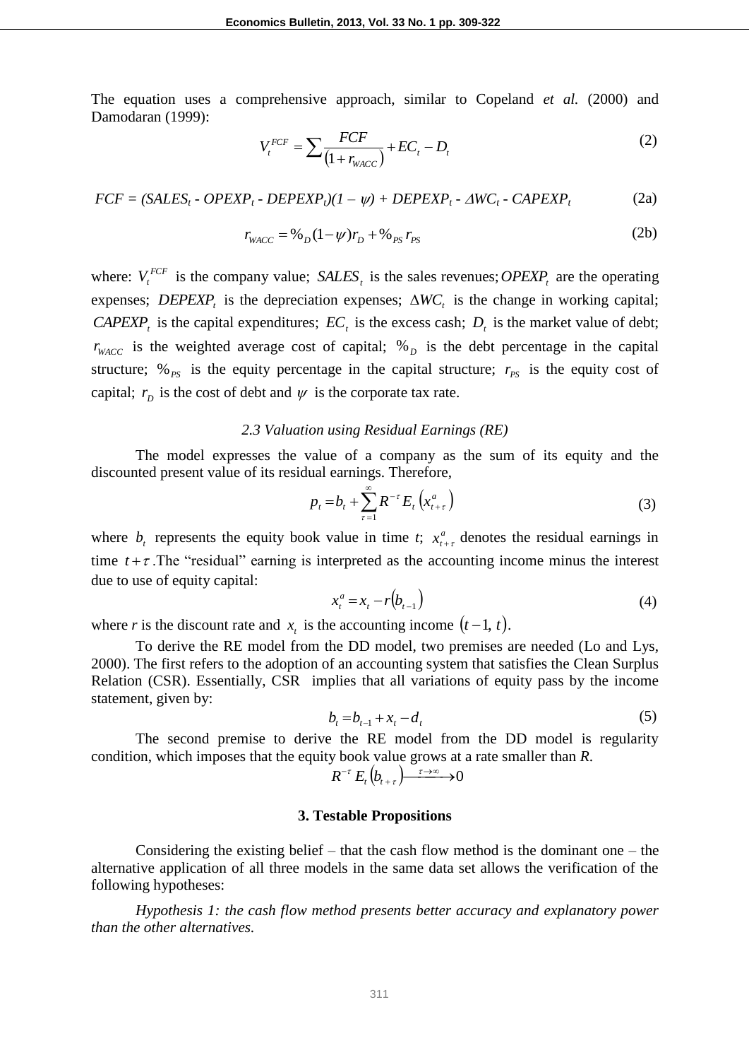The equation uses a comprehensive approach, similar to Copeland *et al.* (2000) and Damodaran (1999):

$$V_t^{FCF} = \sum \frac{FCF}{\left(1+r_{WACC}\right)} + EC_t - D_t \tag{2}$$

$$FCF = (SALES_t - OPEXP_t - DEPEXP_t)(1 - \psi) + DEPEXP_t - \Delta WC_t - CAPEXP_t \tag{2a}$$

$$r_{WACC} = \%_D (1-\psi) r_D + \%_{PS} \, r_{PS} \tag{2b}$$

where: $V_t^{FCF}$ is the company value; $SALES_t$ is the sales revenues; $OPEXP_t$ are the operating expenses; $DEPEXP_t$ is the depreciation expenses; $\Delta WC_t$ is the change in working capital; $CAPEXP_t$ is the capital expenditures; $EC_t$ is the excess cash; $D_t$ is the market value of debt; $r_{WACC}$ is the weighted average cost of capital; $\%_D$ is the debt percentage in the capital structure; $\%_{PS}$ is the equity percentage in the capital structure; $r_{PS}$ is the equity cost of capital; $r_D$ is the cost of debt and $\psi$ is the corporate tax rate.

### *2.3 Valuation using Residual Earnings (RE)*

The model expresses the value of a company as the sum of its equity and the discounted present value of its residual earnings. Therefore,

$$p_t = b_t + \sum_{\tau=1}^{\infty} R^{-\tau} E_t\left(x_{t+\tau}^a\right) \tag{3}$$

where $b_t$ represents the equity book value in time *t*; $x_{t+\tau}^a$ denotes the residual earnings in time $t+\tau$. The "residual" earning is interpreted as the accounting income minus the interest due to use of equity capital:

$$x_t^a = x_t - r\left(b_{t-1}\right) \tag{4}$$

where *r* is the discount rate and $x_t$ is the accounting income $\left(t-1,\, t\right)$.

To derive the RE model from the DD model, two premises are needed (Lo and Lys, 2000). The first refers to the adoption of an accounting system that satisfies the Clean Surplus Relation (CSR). Essentially, CSR implies that all variations of equity pass by the income statement, given by:

$$b_t = b_{t-1} + x_t - d_t \tag{5}$$

The second premise to derive the RE model from the DD model is regularity condition, which imposes that the equity book value grows at a rate smaller than *R*.

$$R^{-\tau} E_t\left(b_{t+\tau}\right) \xrightarrow{\tau \to \infty} 0$$

## 3. Testable Propositions

Considering the existing belief – that the cash flow method is the dominant one – the alternative application of all three models in the same data set allows the verification of the following hypotheses:

*Hypothesis 1: the cash flow method presents better accuracy and explanatory power than the other alternatives.*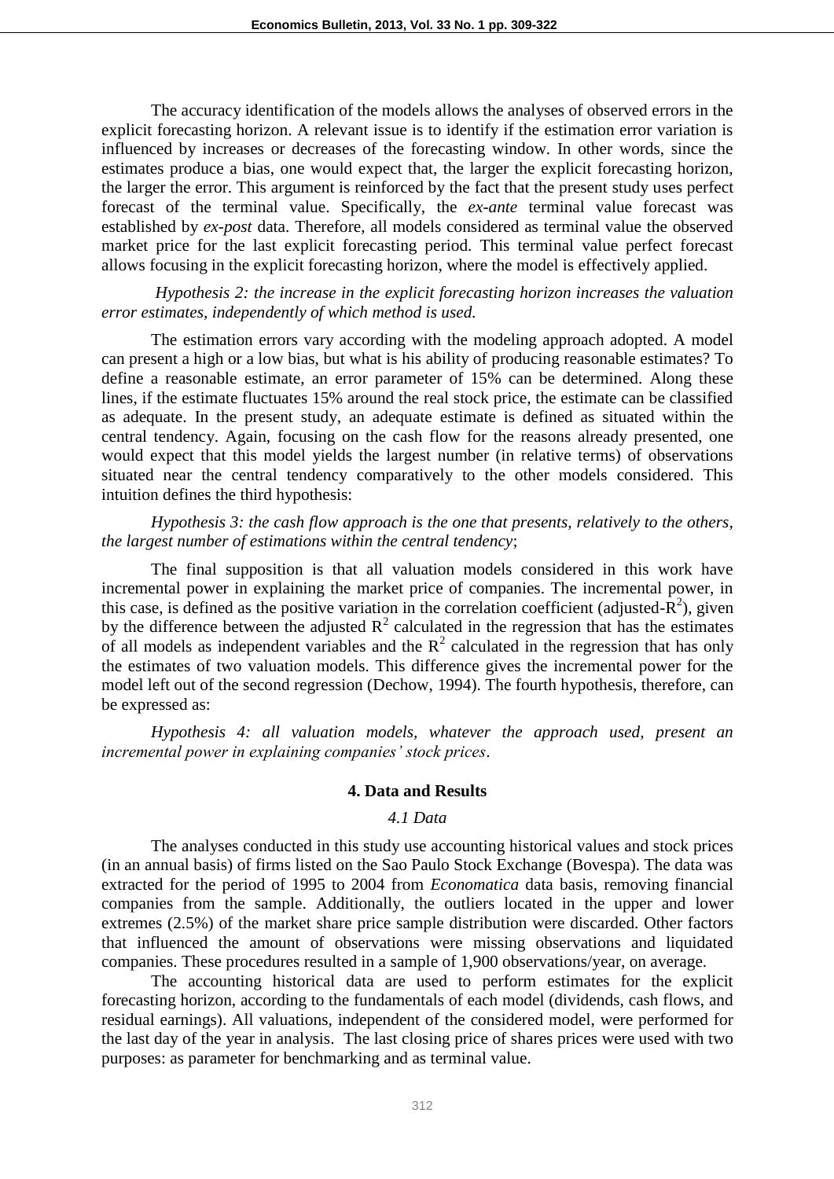The accuracy identification of the models allows the analyses of observed errors in the explicit forecasting horizon. A relevant issue is to identify if the estimation error variation is influenced by increases or decreases of the forecasting window. In other words, since the estimates produce a bias, one would expect that, the larger the explicit forecasting horizon, the larger the error. This argument is reinforced by the fact that the present study uses perfect forecast of the terminal value. Specifically, the *ex-ante* terminal value forecast was established by *ex-post* data. Therefore, all models considered as terminal value the observed market price for the last explicit forecasting period. This terminal value perfect forecast allows focusing in the explicit forecasting horizon, where the model is effectively applied.

*Hypothesis 2: the increase in the explicit forecasting horizon increases the valuation error estimates, independently of which method is used.*

The estimation errors vary according with the modeling approach adopted. A model can present a high or a low bias, but what is his ability of producing reasonable estimates? To define a reasonable estimate, an error parameter of 15% can be determined. Along these lines, if the estimate fluctuates 15% around the real stock price, the estimate can be classified as adequate. In the present study, an adequate estimate is defined as situated within the central tendency. Again, focusing on the cash flow for the reasons already presented, one would expect that this model yields the largest number (in relative terms) of observations situated near the central tendency comparatively to the other models considered. This intuition defines the third hypothesis:

*Hypothesis 3: the cash flow approach is the one that presents, relatively to the others, the largest number of estimations within the central tendency*;

The final supposition is that all valuation models considered in this work have incremental power in explaining the market price of companies. The incremental power, in this case, is defined as the positive variation in the correlation coefficient (adjusted-$R^2$), given by the difference between the adjusted $R^2$ calculated in the regression that has the estimates of all models as independent variables and the $R^2$ calculated in the regression that has only the estimates of two valuation models. This difference gives the incremental power for the model left out of the second regression (Dechow, 1994). The fourth hypothesis, therefore, can be expressed as:

*Hypothesis 4: all valuation models, whatever the approach used, present an incremental power in explaining companies' stock prices*.

## 4. Data and Results

### *4.1 Data*

The analyses conducted in this study use accounting historical values and stock prices (in an annual basis) of firms listed on the Sao Paulo Stock Exchange (Bovespa). The data was extracted for the period of 1995 to 2004 from *Economatica* data basis, removing financial companies from the sample. Additionally, the outliers located in the upper and lower extremes (2.5%) of the market share price sample distribution were discarded. Other factors that influenced the amount of observations were missing observations and liquidated companies. These procedures resulted in a sample of 1,900 observations/year, on average.

The accounting historical data are used to perform estimates for the explicit forecasting horizon, according to the fundamentals of each model (dividends, cash flows, and residual earnings). All valuations, independent of the considered model, were performed for the last day of the year in analysis. The last closing price of shares prices were used with two purposes: as parameter for benchmarking and as terminal value.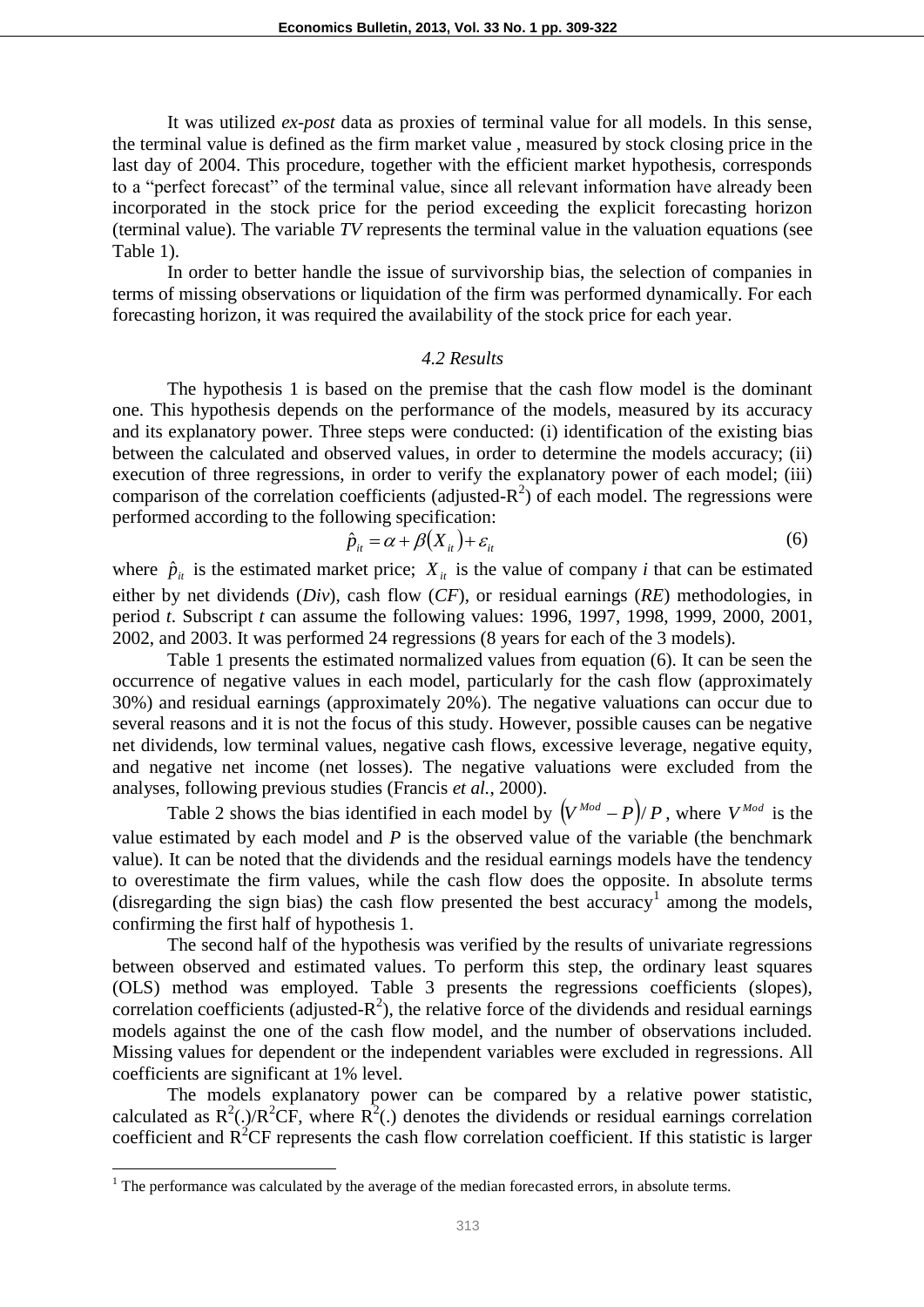It was utilized *ex-post* data as proxies of terminal value for all models. In this sense, the terminal value is defined as the firm market value , measured by stock closing price in the last day of 2004. This procedure, together with the efficient market hypothesis, corresponds to a "perfect forecast" of the terminal value, since all relevant information have already been incorporated in the stock price for the period exceeding the explicit forecasting horizon (terminal value). The variable *TV* represents the terminal value in the valuation equations (see Table 1).

In order to better handle the issue of survivorship bias, the selection of companies in terms of missing observations or liquidation of the firm was performed dynamically. For each forecasting horizon, it was required the availability of the stock price for each year.

### *4.2 Results*

The hypothesis 1 is based on the premise that the cash flow model is the dominant one. This hypothesis depends on the performance of the models, measured by its accuracy and its explanatory power. Three steps were conducted: (i) identification of the existing bias between the calculated and observed values, in order to determine the models accuracy; (ii) execution of three regressions, in order to verify the explanatory power of each model; (iii) comparison of the correlation coefficients (adjusted-$R^2$) of each model. The regressions were performed according to the following specification:

$$\hat{p}_{it} = \alpha + \beta(X_{it}) + \varepsilon_{it} \tag{6}$$

where $\hat{p}_{it}$ is the estimated market price; $X_{it}$ is the value of company *i* that can be estimated either by net dividends (*Div*), cash flow (*CF*), or residual earnings (*RE*) methodologies, in period *t*. Subscript *t* can assume the following values: 1996, 1997, 1998, 1999, 2000, 2001, 2002, and 2003. It was performed 24 regressions (8 years for each of the 3 models).

Table 1 presents the estimated normalized values from equation (6). It can be seen the occurrence of negative values in each model, particularly for the cash flow (approximately 30%) and residual earnings (approximately 20%). The negative valuations can occur due to several reasons and it is not the focus of this study. However, possible causes can be negative net dividends, low terminal values, negative cash flows, excessive leverage, negative equity, and negative net income (net losses). The negative valuations were excluded from the analyses, following previous studies (Francis *et al.*, 2000).

Table 2 shows the bias identified in each model by $\left(V^{Mod} - P\right)/P$, where $V^{Mod}$ is the value estimated by each model and *P* is the observed value of the variable (the benchmark value). It can be noted that the dividends and the residual earnings models have the tendency to overestimate the firm values, while the cash flow does the opposite. In absolute terms (disregarding the sign bias) the cash flow presented the best accuracy[1] among the models, confirming the first half of hypothesis 1.

The second half of the hypothesis was verified by the results of univariate regressions between observed and estimated values. To perform this step, the ordinary least squares (OLS) method was employed. Table 3 presents the regressions coefficients (slopes), correlation coefficients (adjusted-$R^2$), the relative force of the dividends and residual earnings models against the one of the cash flow model, and the number of observations included. Missing values for dependent or the independent variables were excluded in regressions. All coefficients are significant at 1% level.

The models explanatory power can be compared by a relative power statistic, calculated as $R^2(.)/R^2CF$, where $R^2(.)$ denotes the dividends or residual earnings correlation coefficient and $R^2CF$ represents the cash flow correlation coefficient. If this statistic is larger

[1] The performance was calculated by the average of the median forecasted errors, in absolute terms.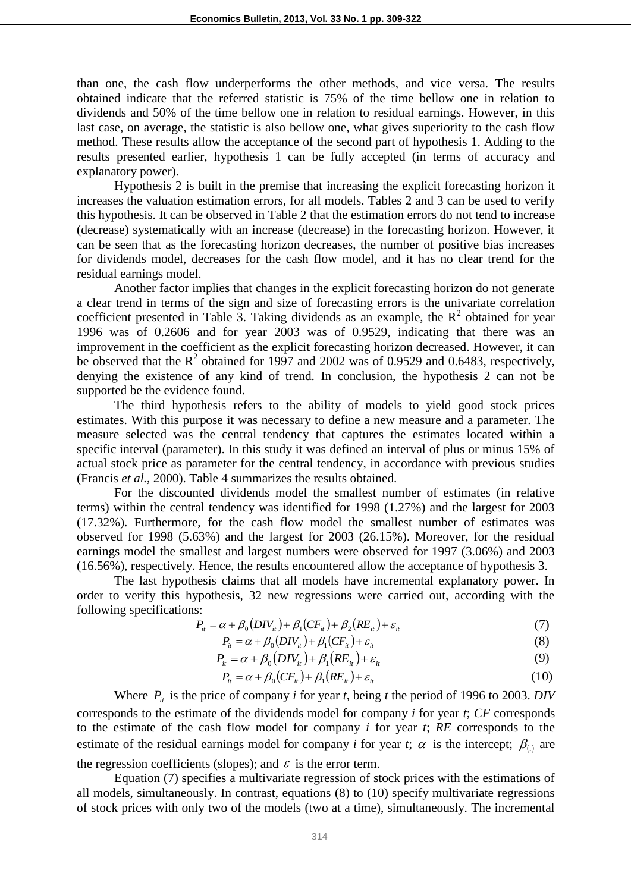than one, the cash flow underperforms the other methods, and vice versa. The results obtained indicate that the referred statistic is 75% of the time bellow one in relation to dividends and 50% of the time bellow one in relation to residual earnings. However, in this last case, on average, the statistic is also bellow one, what gives superiority to the cash flow method. These results allow the acceptance of the second part of hypothesis 1. Adding to the results presented earlier, hypothesis 1 can be fully accepted (in terms of accuracy and explanatory power).

Hypothesis 2 is built in the premise that increasing the explicit forecasting horizon it increases the valuation estimation errors, for all models. Tables 2 and 3 can be used to verify this hypothesis. It can be observed in Table 2 that the estimation errors do not tend to increase (decrease) systematically with an increase (decrease) in the forecasting horizon. However, it can be seen that as the forecasting horizon decreases, the number of positive bias increases for dividends model, decreases for the cash flow model, and it has no clear trend for the residual earnings model.

Another factor implies that changes in the explicit forecasting horizon do not generate a clear trend in terms of the sign and size of forecasting errors is the univariate correlation coefficient presented in Table 3. Taking dividends as an example, the $R^2$ obtained for year 1996 was of 0.2606 and for year 2003 was of 0.9529, indicating that there was an improvement in the coefficient as the explicit forecasting horizon decreased. However, it can be observed that the $R^2$ obtained for 1997 and 2002 was of 0.9529 and 0.6483, respectively, denying the existence of any kind of trend. In conclusion, the hypothesis 2 can not be supported be the evidence found.

The third hypothesis refers to the ability of models to yield good stock prices estimates. With this purpose it was necessary to define a new measure and a parameter. The measure selected was the central tendency that captures the estimates located within a specific interval (parameter). In this study it was defined an interval of plus or minus 15% of actual stock price as parameter for the central tendency, in accordance with previous studies (Francis *et al.*, 2000). Table 4 summarizes the results obtained.

For the discounted dividends model the smallest number of estimates (in relative terms) within the central tendency was identified for 1998 (1.27%) and the largest for 2003 (17.32%). Furthermore, for the cash flow model the smallest number of estimates was observed for 1998 (5.63%) and the largest for 2003 (26.15%). Moreover, for the residual earnings model the smallest and largest numbers were observed for 1997 (3.06%) and 2003 (16.56%), respectively. Hence, the results encountered allow the acceptance of hypothesis 3.

The last hypothesis claims that all models have incremental explanatory power. In order to verify this hypothesis, 32 new regressions were carried out, according with the following specifications:

$$P_{it} = \alpha + \beta_0(DIV_{it}) + \beta_1(CF_{it}) + \beta_2(RE_{it}) + \varepsilon_{it} \tag{7}$$

$$P_{it} = \alpha + \beta_0(DIV_{it}) + \beta_1(CF_{it}) + \varepsilon_{it} \tag{8}$$

$$P_{it} = \alpha + \beta_0(DIV_{it}) + \beta_1(RE_{it}) + \varepsilon_{it} \tag{9}$$

$$P_{it} = \alpha + \beta_0(CF_{it}) + \beta_1(RE_{it}) + \varepsilon_{it} \tag{10}$$

Where $P_{it}$ is the price of company *i* for year *t*, being *t* the period of 1996 to 2003. *DIV* corresponds to the estimate of the dividends model for company *i* for year *t*; *CF* corresponds to the estimate of the cash flow model for company *i* for year *t*; *RE* corresponds to the estimate of the residual earnings model for company *i* for year *t*; $\alpha$ is the intercept; $\beta_{(.)}$ are the regression coefficients (slopes); and $\varepsilon$ is the error term.

Equation (7) specifies a multivariate regression of stock prices with the estimations of all models, simultaneously. In contrast, equations (8) to (10) specify multivariate regressions of stock prices with only two of the models (two at a time), simultaneously. The incremental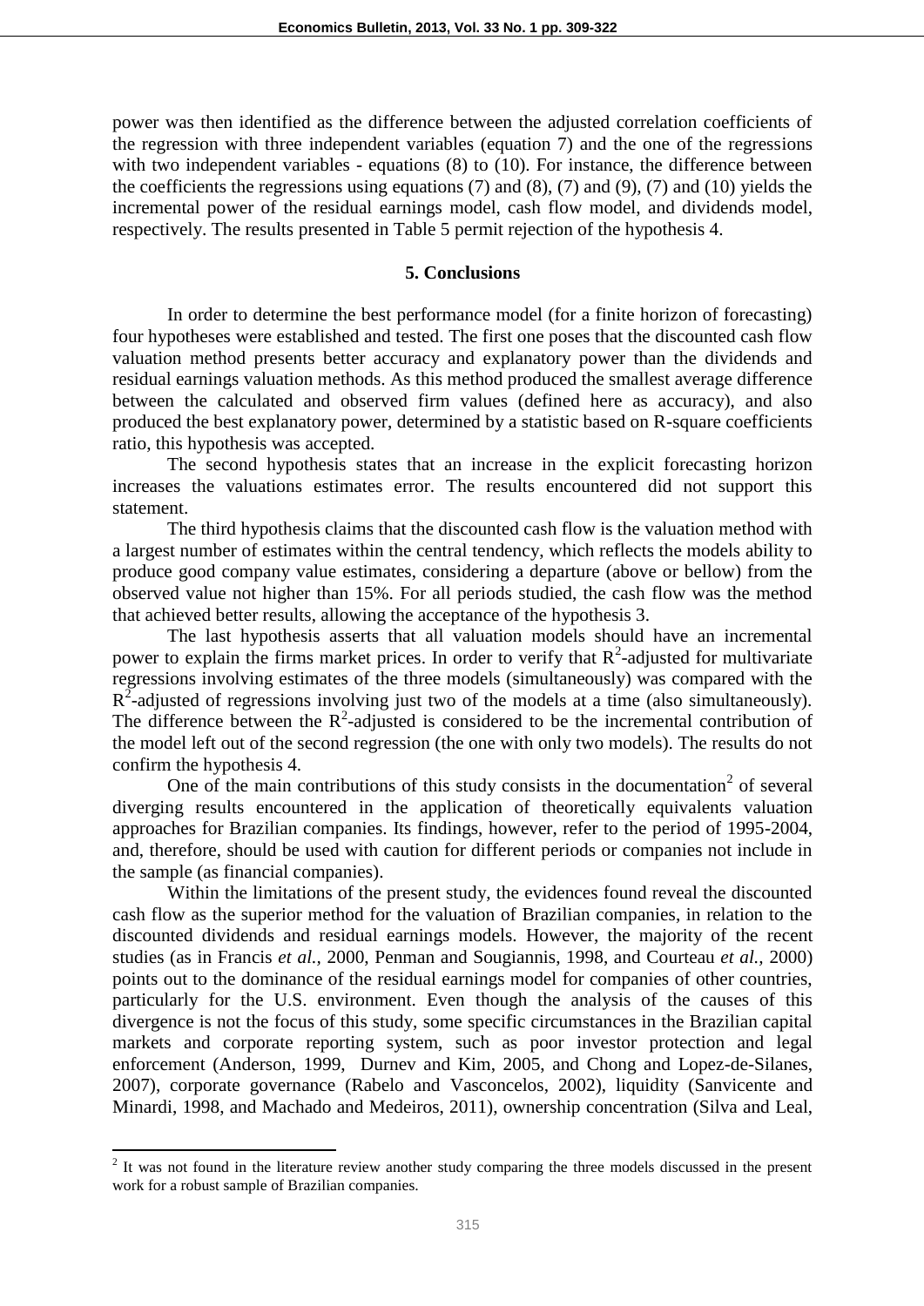power was then identified as the difference between the adjusted correlation coefficients of the regression with three independent variables (equation 7) and the one of the regressions with two independent variables - equations (8) to (10). For instance, the difference between the coefficients the regressions using equations (7) and (8), (7) and (9), (7) and (10) yields the incremental power of the residual earnings model, cash flow model, and dividends model, respectively. The results presented in Table 5 permit rejection of the hypothesis 4.

## 5. Conclusions

In order to determine the best performance model (for a finite horizon of forecasting) four hypotheses were established and tested. The first one poses that the discounted cash flow valuation method presents better accuracy and explanatory power than the dividends and residual earnings valuation methods. As this method produced the smallest average difference between the calculated and observed firm values (defined here as accuracy), and also produced the best explanatory power, determined by a statistic based on R-square coefficients ratio, this hypothesis was accepted.

The second hypothesis states that an increase in the explicit forecasting horizon increases the valuations estimates error. The results encountered did not support this statement.

The third hypothesis claims that the discounted cash flow is the valuation method with a largest number of estimates within the central tendency, which reflects the models ability to produce good company value estimates, considering a departure (above or bellow) from the observed value not higher than 15%. For all periods studied, the cash flow was the method that achieved better results, allowing the acceptance of the hypothesis 3.

The last hypothesis asserts that all valuation models should have an incremental power to explain the firms market prices. In order to verify that $R^2$-adjusted for multivariate regressions involving estimates of the three models (simultaneously) was compared with the $R^2$-adjusted of regressions involving just two of the models at a time (also simultaneously). The difference between the $R^2$-adjusted is considered to be the incremental contribution of the model left out of the second regression (the one with only two models). The results do not confirm the hypothesis 4.

One of the main contributions of this study consists in the documentation[2] of several diverging results encountered in the application of theoretically equivalents valuation approaches for Brazilian companies. Its findings, however, refer to the period of 1995-2004, and, therefore, should be used with caution for different periods or companies not include in the sample (as financial companies).

Within the limitations of the present study, the evidences found reveal the discounted cash flow as the superior method for the valuation of Brazilian companies, in relation to the discounted dividends and residual earnings models. However, the majority of the recent studies (as in Francis *et al.,* 2000, Penman and Sougiannis, 1998, and Courteau *et al.,* 2000) points out to the dominance of the residual earnings model for companies of other countries, particularly for the U.S. environment. Even though the analysis of the causes of this divergence is not the focus of this study, some specific circumstances in the Brazilian capital markets and corporate reporting system, such as poor investor protection and legal enforcement (Anderson, 1999, Durnev and Kim, 2005, and Chong and Lopez-de-Silanes, 2007), corporate governance (Rabelo and Vasconcelos, 2002), liquidity (Sanvicente and Minardi, 1998, and Machado and Medeiros, 2011), ownership concentration (Silva and Leal,

[2] It was not found in the literature review another study comparing the three models discussed in the present work for a robust sample of Brazilian companies.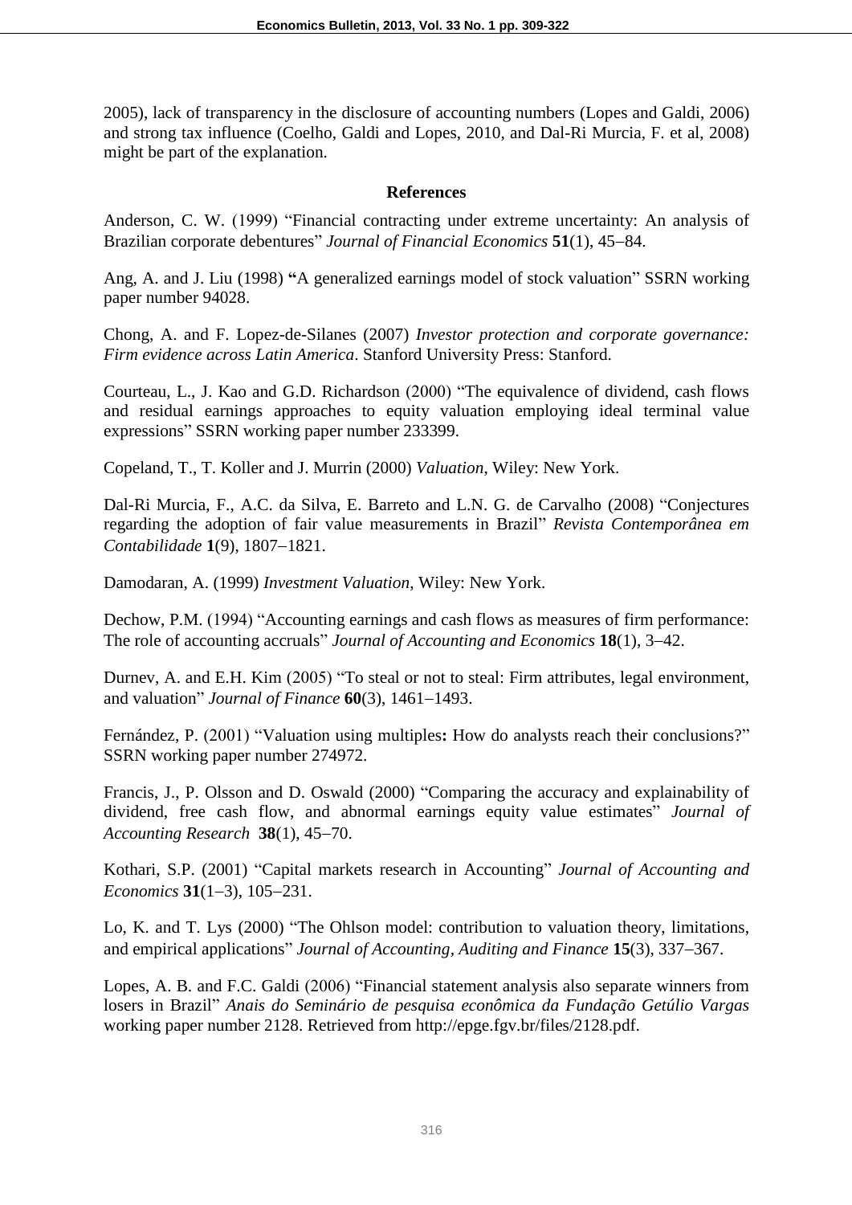2005), lack of transparency in the disclosure of accounting numbers (Lopes and Galdi, 2006) and strong tax influence (Coelho, Galdi and Lopes, 2010, and Dal-Ri Murcia, F. et al, 2008) might be part of the explanation.

## References

Anderson, C. W. (1999) "Financial contracting under extreme uncertainty: An analysis of Brazilian corporate debentures" *Journal of Financial Economics* **51**(1), 45−84.

Ang, A. and J. Liu (1998) "A generalized earnings model of stock valuation" SSRN working paper number 94028.

Chong, A. and F. Lopez-de-Silanes (2007) *Investor protection and corporate governance: Firm evidence across Latin America*. Stanford University Press: Stanford.

Courteau, L., J. Kao and G.D. Richardson (2000) "The equivalence of dividend, cash flows and residual earnings approaches to equity valuation employing ideal terminal value expressions" SSRN working paper number 233399.

Copeland, T., T. Koller and J. Murrin (2000) *Valuation*, Wiley: New York.

Dal-Ri Murcia, F., A.C. da Silva, E. Barreto and L.N. G. de Carvalho (2008) "Conjectures regarding the adoption of fair value measurements in Brazil" *Revista Contemporânea em Contabilidade* **1**(9), 1807−1821.

Damodaran, A. (1999) *Investment Valuation*, Wiley: New York.

Dechow, P.M. (1994) "Accounting earnings and cash flows as measures of firm performance: The role of accounting accruals" *Journal of Accounting and Economics* **18**(1), 3−42.

Durnev, A. and E.H. Kim (2005) "To steal or not to steal: Firm attributes, legal environment, and valuation" *Journal of Finance* **60**(3), 1461−1493.

Fernández, P. (2001) "Valuation using multiples**:** How do analysts reach their conclusions?" SSRN working paper number 274972.

Francis, J., P. Olsson and D. Oswald (2000) "Comparing the accuracy and explainability of dividend, free cash flow, and abnormal earnings equity value estimates" *Journal of Accounting Research* **38**(1), 45−70.

Kothari, S.P. (2001) "Capital markets research in Accounting" *Journal of Accounting and Economics* **31**(1−3), 105−231.

Lo, K. and T. Lys (2000) "The Ohlson model: contribution to valuation theory, limitations, and empirical applications" *Journal of Accounting, Auditing and Finance* **15**(3), 337−367.

Lopes, A. B. and F.C. Galdi (2006) "Financial statement analysis also separate winners from losers in Brazil" *Anais do Seminário de pesquisa econômica da Fundação Getúlio Vargas* working paper number 2128. Retrieved from http://epge.fgv.br/files/2128.pdf.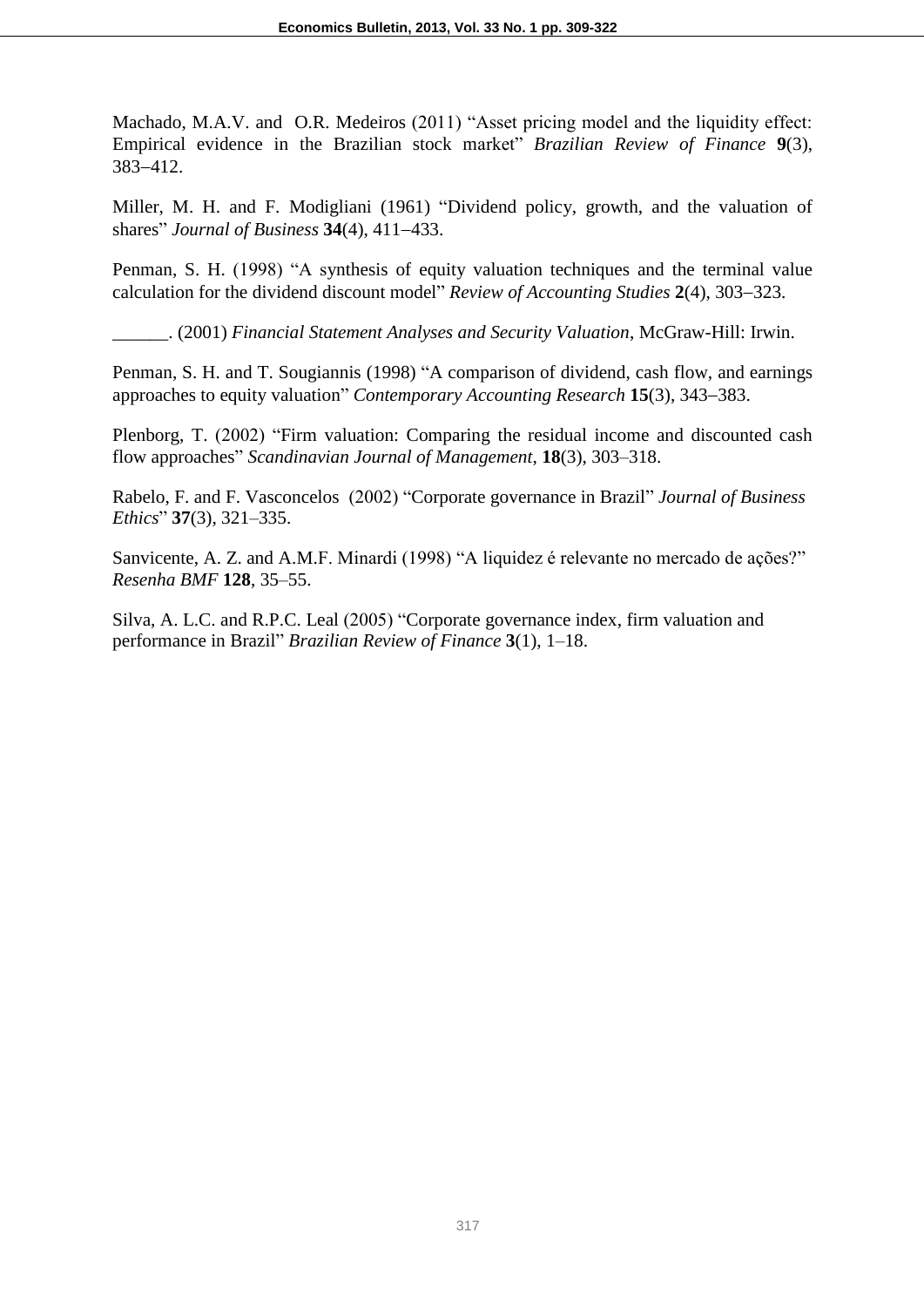Machado, M.A.V. and O.R. Medeiros (2011) "Asset pricing model and the liquidity effect: Empirical evidence in the Brazilian stock market" *Brazilian Review of Finance* **9**(3), 383–412.

Miller, M. H. and F. Modigliani (1961) "Dividend policy, growth, and the valuation of shares" *Journal of Business* **34**(4), 411–433.

Penman, S. H. (1998) "A synthesis of equity valuation techniques and the terminal value calculation for the dividend discount model" *Review of Accounting Studies* **2**(4), 303–323.

______. (2001) *Financial Statement Analyses and Security Valuation*, McGraw-Hill: Irwin.

Penman, S. H. and T. Sougiannis (1998) "A comparison of dividend, cash flow, and earnings approaches to equity valuation" *Contemporary Accounting Research* **15**(3), 343–383.

Plenborg, T. (2002) "Firm valuation: Comparing the residual income and discounted cash flow approaches" *Scandinavian Journal of Management*, **18**(3), 303–318.

Rabelo, F. and F. Vasconcelos (2002) "Corporate governance in Brazil" *Journal of Business Ethics*" **37**(3), 321–335.

Sanvicente, A. Z. and A.M.F. Minardi (1998) "A liquidez é relevante no mercado de ações?" *Resenha BMF* **128**, 35–55.

Silva, A. L.C. and R.P.C. Leal (2005) "Corporate governance index, firm valuation and performance in Brazil" *Brazilian Review of Finance* **3**(1), 1–18.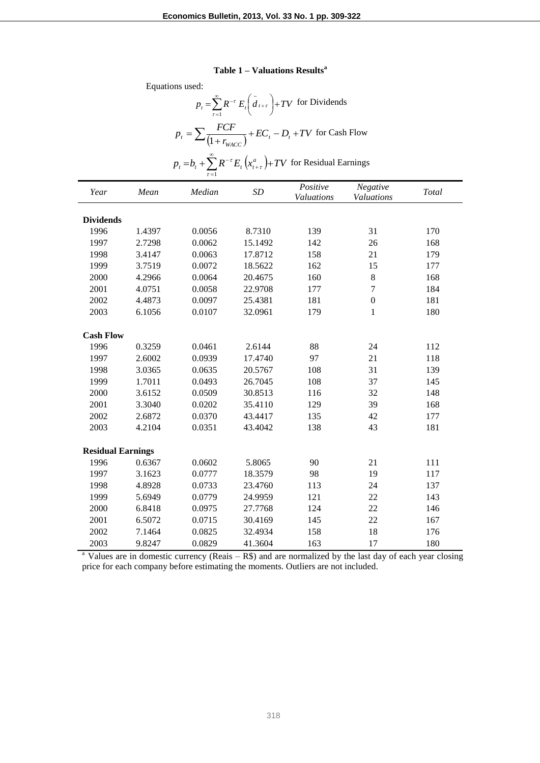**Table 1 – Valuations Results[a]**

Equations used:

$$p_t = \sum_{\tau=1}^{\infty} R^{-\tau} E_t\left(\tilde{d}_{t+\tau}\right) + TV \text{ for Dividends}$$

$$p_t = \sum \frac{FCF}{\left(1 + r_{WACC}\right)} + EC_t - D_t + TV \text{ for Cash Flow}$$

$$p_t = b_t + \sum_{\tau=1}^{\infty} R^{-\tau} E_t\left(x_{t+\tau}^{a}\right) + TV \text{ for Residual Earnings}$$

| *Year* | *Mean* | *Median* | *SD* | *Positive Valuations* | *Negative Valuations* | *Total* |
|---|---|---|---|---|---|---|
| **Dividends** | | | | | | |
| 1996 | 1.4397 | 0.0056 | 8.7310 | 139 | 31 | 170 |
| 1997 | 2.7298 | 0.0062 | 15.1492 | 142 | 26 | 168 |
| 1998 | 3.4147 | 0.0063 | 17.8712 | 158 | 21 | 179 |
| 1999 | 3.7519 | 0.0072 | 18.5622 | 162 | 15 | 177 |
| 2000 | 4.2966 | 0.0064 | 20.4675 | 160 | 8 | 168 |
| 2001 | 4.0751 | 0.0058 | 22.9708 | 177 | 7 | 184 |
| 2002 | 4.4873 | 0.0097 | 25.4381 | 181 | 0 | 181 |
| 2003 | 6.1056 | 0.0107 | 32.0961 | 179 | 1 | 180 |
| **Cash Flow** | | | | | | |
| 1996 | 0.3259 | 0.0461 | 2.6144 | 88 | 24 | 112 |
| 1997 | 2.6002 | 0.0939 | 17.4740 | 97 | 21 | 118 |
| 1998 | 3.0365 | 0.0635 | 20.5767 | 108 | 31 | 139 |
| 1999 | 1.7011 | 0.0493 | 26.7045 | 108 | 37 | 145 |
| 2000 | 3.6152 | 0.0509 | 30.8513 | 116 | 32 | 148 |
| 2001 | 3.3040 | 0.0202 | 35.4110 | 129 | 39 | 168 |
| 2002 | 2.6872 | 0.0370 | 43.4417 | 135 | 42 | 177 |
| 2003 | 4.2104 | 0.0351 | 43.4042 | 138 | 43 | 181 |
| **Residual Earnings** | | | | | | |
| 1996 | 0.6367 | 0.0602 | 5.8065 | 90 | 21 | 111 |
| 1997 | 3.1623 | 0.0777 | 18.3579 | 98 | 19 | 117 |
| 1998 | 4.8928 | 0.0733 | 23.4760 | 113 | 24 | 137 |
| 1999 | 5.6949 | 0.0779 | 24.9959 | 121 | 22 | 143 |
| 2000 | 6.8418 | 0.0975 | 27.7768 | 124 | 22 | 146 |
| 2001 | 6.5072 | 0.0715 | 30.4169 | 145 | 22 | 167 |
| 2002 | 7.1464 | 0.0825 | 32.4934 | 158 | 18 | 176 |
| 2003 | 9.8247 | 0.0829 | 41.3604 | 163 | 17 | 180 |

[a] Values are in domestic currency (Reais – R$) and are normalized by the last day of each year closing price for each company before estimating the moments. Outliers are not included.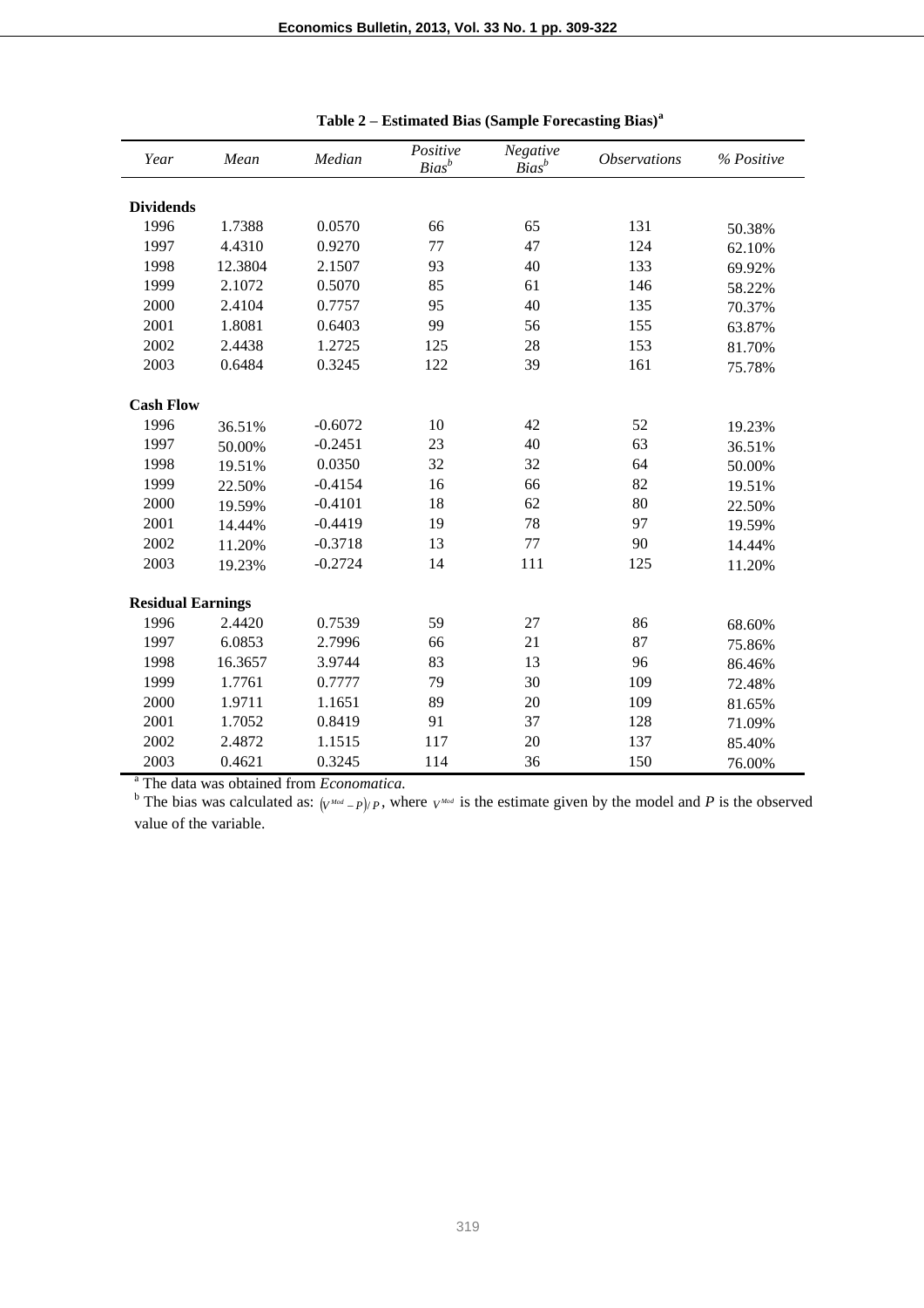**Table 2 – Estimated Bias (Sample Forecasting Bias)[a]**

| *Year* | *Mean* | *Median* | *Positive Bias*[b] | *Negative Bias*[b] | *Observations* | *% Positive* |
|---|---|---|---|---|---|---|
| **Dividends** | | | | | | |
| 1996 | 1.7388 | 0.0570 | 66 | 65 | 131 | 50.38% |
| 1997 | 4.4310 | 0.9270 | 77 | 47 | 124 | 62.10% |
| 1998 | 12.3804 | 2.1507 | 93 | 40 | 133 | 69.92% |
| 1999 | 2.1072 | 0.5070 | 85 | 61 | 146 | 58.22% |
| 2000 | 2.4104 | 0.7757 | 95 | 40 | 135 | 70.37% |
| 2001 | 1.8081 | 0.6403 | 99 | 56 | 155 | 63.87% |
| 2002 | 2.4438 | 1.2725 | 125 | 28 | 153 | 81.70% |
| 2003 | 0.6484 | 0.3245 | 122 | 39 | 161 | 75.78% |
| **Cash Flow** | | | | | | |
| 1996 | 36.51% | -0.6072 | 10 | 42 | 52 | 19.23% |
| 1997 | 50.00% | -0.2451 | 23 | 40 | 63 | 36.51% |
| 1998 | 19.51% | 0.0350 | 32 | 32 | 64 | 50.00% |
| 1999 | 22.50% | -0.4154 | 16 | 66 | 82 | 19.51% |
| 2000 | 19.59% | -0.4101 | 18 | 62 | 80 | 22.50% |
| 2001 | 14.44% | -0.4419 | 19 | 78 | 97 | 19.59% |
| 2002 | 11.20% | -0.3718 | 13 | 77 | 90 | 14.44% |
| 2003 | 19.23% | -0.2724 | 14 | 111 | 125 | 11.20% |
| **Residual Earnings** | | | | | | |
| 1996 | 2.4420 | 0.7539 | 59 | 27 | 86 | 68.60% |
| 1997 | 6.0853 | 2.7996 | 66 | 21 | 87 | 75.86% |
| 1998 | 16.3657 | 3.9744 | 83 | 13 | 96 | 86.46% |
| 1999 | 1.7761 | 0.7777 | 79 | 30 | 109 | 72.48% |
| 2000 | 1.9711 | 1.1651 | 89 | 20 | 109 | 81.65% |
| 2001 | 1.7052 | 0.8419 | 91 | 37 | 128 | 71.09% |
| 2002 | 2.4872 | 1.1515 | 117 | 20 | 137 | 85.40% |
| 2003 | 0.4621 | 0.3245 | 114 | 36 | 150 | 76.00% |

[a] The data was obtained from *Economatica*.

[b] The bias was calculated as: $(V^{Mod} - P)/P$, where $V^{Mod}$ is the estimate given by the model and $P$ is the observed value of the variable.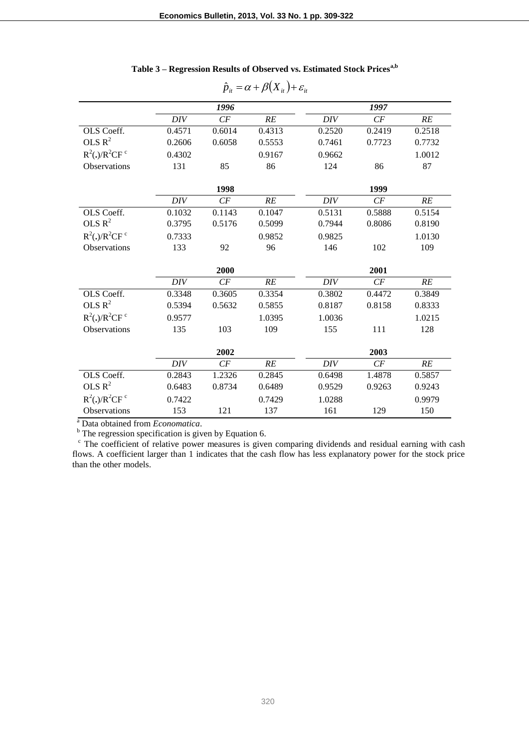**Table 3 – Regression Results of Observed vs. Estimated Stock Prices[a,b]**

$$\hat{p}_{it} = \alpha + \beta(X_{it}) + \varepsilon_{it}$$

| | *1996* | | | *1997* | | |
|---|---|---|---|---|---|---|
| | *DIV* | *CF* | *RE* | *DIV* | *CF* | *RE* |
| OLS Coeff. | 0.4571 | 0.6014 | 0.4313 | 0.2520 | 0.2419 | 0.2518 |
| OLS $R^2$ | 0.2606 | 0.6058 | 0.5553 | 0.7461 | 0.7723 | 0.7732 |
| $R^2(.)/R^2CF$ [c] | 0.4302 | | 0.9167 | 0.9662 | | 1.0012 |
| Observations | 131 | 85 | 86 | 124 | 86 | 87 |

| | **1998** | | | **1999** | | |
|---|---|---|---|---|---|---|
| | *DIV* | *CF* | *RE* | *DIV* | *CF* | *RE* |
| OLS Coeff. | 0.1032 | 0.1143 | 0.1047 | 0.5131 | 0.5888 | 0.5154 |
| OLS $R^2$ | 0.3795 | 0.5176 | 0.5099 | 0.7944 | 0.8086 | 0.8190 |
| $R^2(.)/R^2CF$ [c] | 0.7333 | | 0.9852 | 0.9825 | | 1.0130 |
| Observations | 133 | 92 | 96 | 146 | 102 | 109 |

| | **2000** | | | **2001** | | |
|---|---|---|---|---|---|---|
| | *DIV* | *CF* | *RE* | *DIV* | *CF* | *RE* |
| OLS Coeff. | 0.3348 | 0.3605 | 0.3354 | 0.3802 | 0.4472 | 0.3849 |
| OLS $R^2$ | 0.5394 | 0.5632 | 0.5855 | 0.8187 | 0.8158 | 0.8333 |
| $R^2(.)/R^2CF$ [c] | 0.9577 | | 1.0395 | 1.0036 | | 1.0215 |
| Observations | 135 | 103 | 109 | 155 | 111 | 128 |

| | **2002** | | | **2003** | | |
|---|---|---|---|---|---|---|
| | *DIV* | *CF* | *RE* | *DIV* | *CF* | *RE* |
| OLS Coeff. | 0.2843 | 1.2326 | 0.2845 | 0.6498 | 1.4878 | 0.5857 |
| OLS $R^2$ | 0.6483 | 0.8734 | 0.6489 | 0.9529 | 0.9263 | 0.9243 |
| $R^2(.)/R^2CF$ [c] | 0.7422 | | 0.7429 | 1.0288 | | 0.9979 |
| Observations | 153 | 121 | 137 | 161 | 129 | 150 |

[a] Data obtained from *Economatica*.

[b] The regression specification is given by Equation 6.

[c] The coefficient of relative power measures is given comparing dividends and residual earning with cash flows. A coefficient larger than 1 indicates that the cash flow has less explanatory power for the stock price than the other models.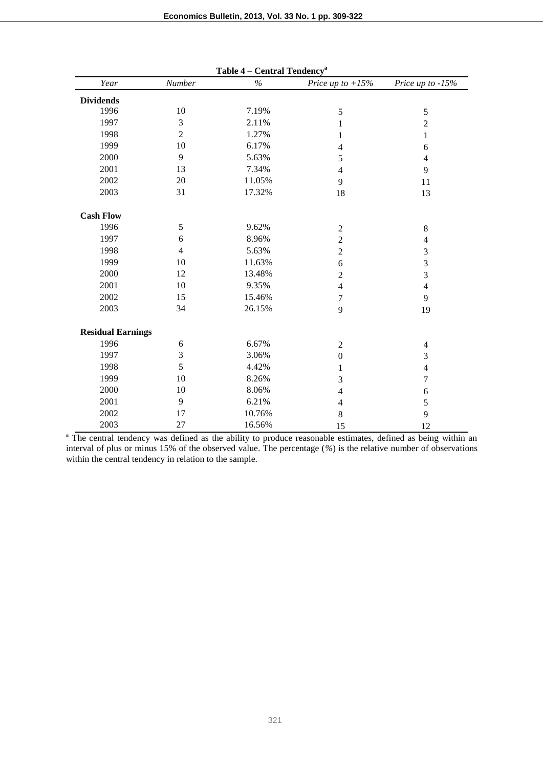**Table 4 – Central Tendency[a]**

| *Year* | *Number* | *%* | *Price up to +15%* | *Price up to -15%* |
|---|---|---|---|---|
| **Dividends** | | | | |
| 1996 | 10 | 7.19% | 5 | 5 |
| 1997 | 3 | 2.11% | 1 | 2 |
| 1998 | 2 | 1.27% | 1 | 1 |
| 1999 | 10 | 6.17% | 4 | 6 |
| 2000 | 9 | 5.63% | 5 | 4 |
| 2001 | 13 | 7.34% | 4 | 9 |
| 2002 | 20 | 11.05% | 9 | 11 |
| 2003 | 31 | 17.32% | 18 | 13 |
| **Cash Flow** | | | | |
| 1996 | 5 | 9.62% | 2 | 8 |
| 1997 | 6 | 8.96% | 2 | 4 |
| 1998 | 4 | 5.63% | 2 | 3 |
| 1999 | 10 | 11.63% | 6 | 3 |
| 2000 | 12 | 13.48% | 2 | 3 |
| 2001 | 10 | 9.35% | 4 | 4 |
| 2002 | 15 | 15.46% | 7 | 9 |
| 2003 | 34 | 26.15% | 9 | 19 |
| **Residual Earnings** | | | | |
| 1996 | 6 | 6.67% | 2 | 4 |
| 1997 | 3 | 3.06% | 0 | 3 |
| 1998 | 5 | 4.42% | 1 | 4 |
| 1999 | 10 | 8.26% | 3 | 7 |
| 2000 | 10 | 8.06% | 4 | 6 |
| 2001 | 9 | 6.21% | 4 | 5 |
| 2002 | 17 | 10.76% | 8 | 9 |
| 2003 | 27 | 16.56% | 15 | 12 |

[a] The central tendency was defined as the ability to produce reasonable estimates, defined as being within an interval of plus or minus 15% of the observed value. The percentage (*%*) is the relative number of observations within the central tendency in relation to the sample.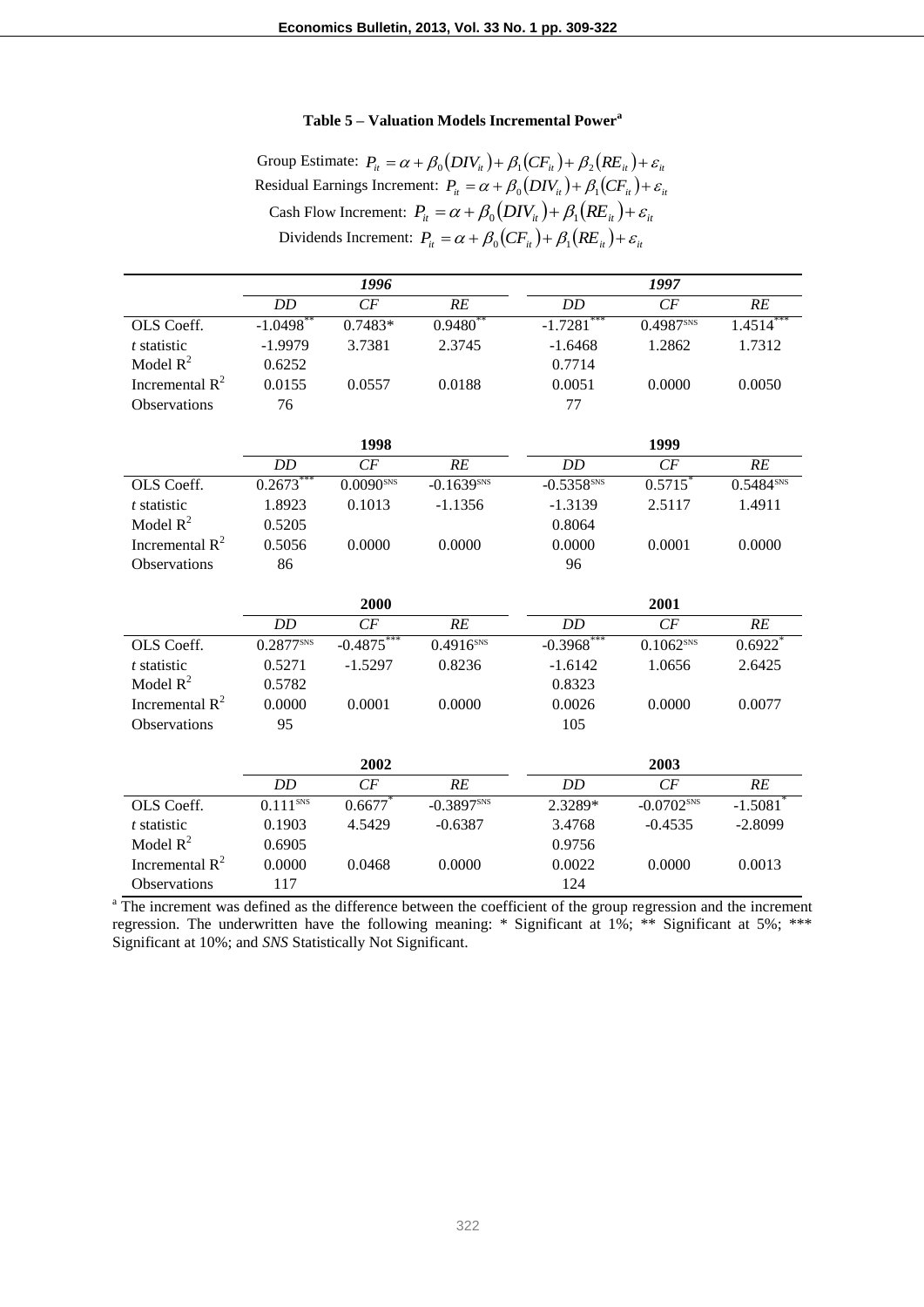### Table 5 – Valuation Models Incremental Power[a]

Group Estimate: $P_{it} = \alpha + \beta_0 (DIV_{it}) + \beta_1 (CF_{it}) + \beta_2 (RE_{it}) + \varepsilon_{it}$

Residual Earnings Increment: $P_{it} = \alpha + \beta_0 (DIV_{it}) + \beta_1 (CF_{it}) + \varepsilon_{it}$

Cash Flow Increment: $P_{it} = \alpha + \beta_0 (DIV_{it}) + \beta_1 (RE_{it}) + \varepsilon_{it}$

Dividends Increment: $P_{it} = \alpha + \beta_0 (CF_{it}) + \beta_1 (RE_{it}) + \varepsilon_{it}$

| | *1996* | | | *1997* | | |
|---|---|---|---|---|---|---|
| | *DD* | *CF* | *RE* | *DD* | *CF* | *RE* |
| OLS Coeff. | -1.0498** | 0.7483* | 0.9480** | -1.7281*** | 0.4987SNS | 1.4514*** |
| *t* statistic | -1.9979 | 3.7381 | 2.3745 | -1.6468 | 1.2862 | 1.7312 |
| Model $R^2$ | 0.6252 | | | 0.7714 | | |
| Incremental $R^2$ | 0.0155 | 0.0557 | 0.0188 | 0.0051 | 0.0000 | 0.0050 |
| Observations | 76 | | | 77 | | |

| | **1998** | | | **1999** | | |
|---|---|---|---|---|---|---|
| | *DD* | *CF* | *RE* | *DD* | *CF* | *RE* |
| OLS Coeff. | 0.2673*** | 0.0090SNS | -0.1639SNS | -0.5358SNS | 0.5715* | 0.5484SNS |
| *t* statistic | 1.8923 | 0.1013 | -1.1356 | -1.3139 | 2.5117 | 1.4911 |
| Model $R^2$ | 0.5205 | | | 0.8064 | | |
| Incremental $R^2$ | 0.5056 | 0.0000 | 0.0000 | 0.0000 | 0.0001 | 0.0000 |
| Observations | 86 | | | 96 | | |

| | **2000** | | | **2001** | | |
|---|---|---|---|---|---|---|
| | *DD* | *CF* | *RE* | *DD* | *CF* | *RE* |
| OLS Coeff. | 0.2877SNS | -0.4875*** | 0.4916SNS | -0.3968*** | 0.1062SNS | 0.6922* |
| *t* statistic | 0.5271 | -1.5297 | 0.8236 | -1.6142 | 1.0656 | 2.6425 |
| Model $R^2$ | 0.5782 | | | 0.8323 | | |
| Incremental $R^2$ | 0.0000 | 0.0001 | 0.0000 | 0.0026 | 0.0000 | 0.0077 |
| Observations | 95 | | | 105 | | |

| | **2002** | | | **2003** | | |
|---|---|---|---|---|---|---|
| | *DD* | *CF* | *RE* | *DD* | *CF* | *RE* |
| OLS Coeff. | 0.111SNS | 0.6677* | -0.3897SNS | 2.3289* | -0.0702SNS | -1.5081* |
| *t* statistic | 0.1903 | 4.5429 | -0.6387 | 3.4768 | -0.4535 | -2.8099 |
| Model $R^2$ | 0.6905 | | | 0.9756 | | |
| Incremental $R^2$ | 0.0000 | 0.0468 | 0.0000 | 0.0022 | 0.0000 | 0.0013 |
| Observations | 117 | | | 124 | | |

[a] The increment was defined as the difference between the coefficient of the group regression and the increment regression. The underwritten have the following meaning: * Significant at 1%; ** Significant at 5%; *** Significant at 10%; and *SNS* Statistically Not Significant.